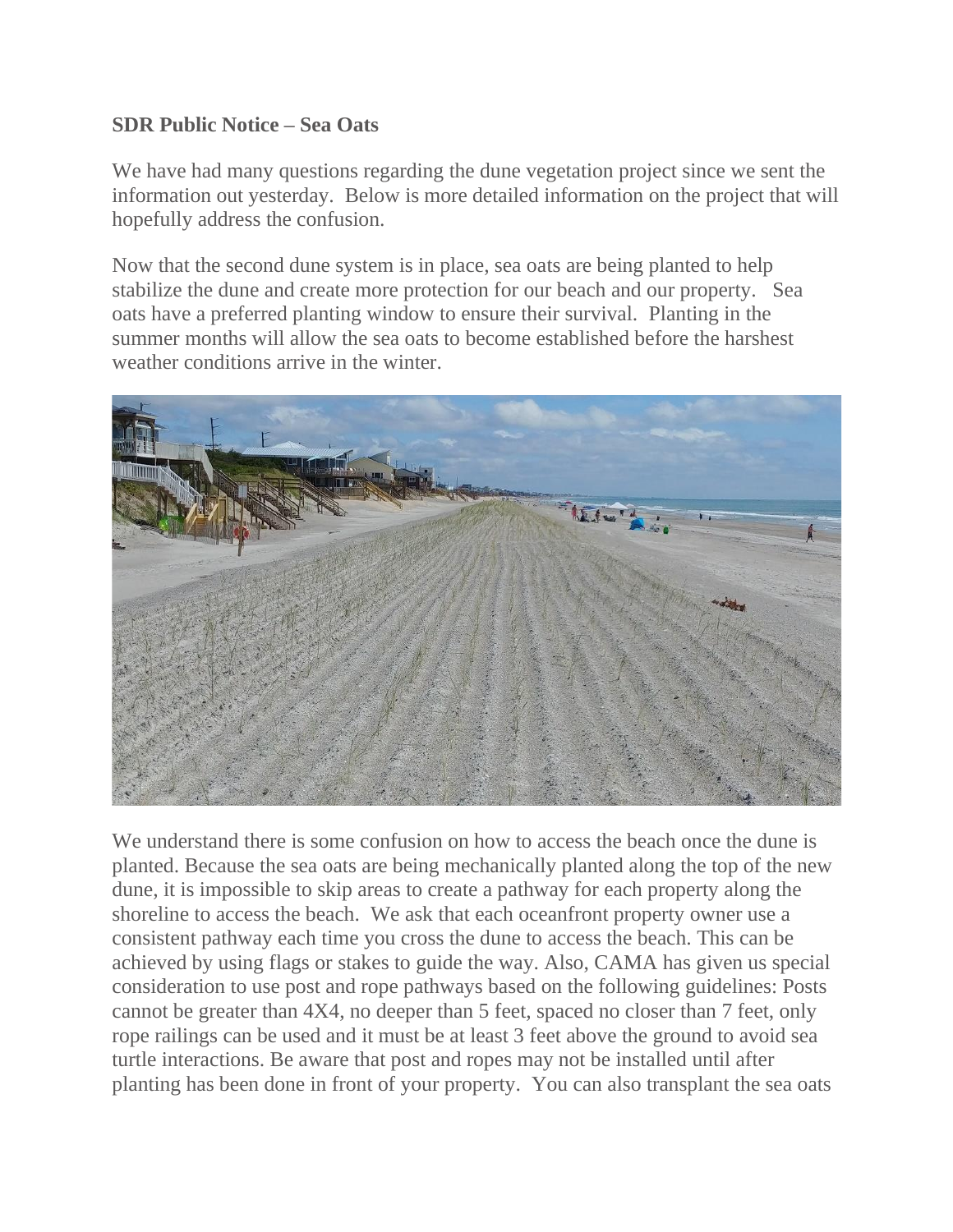**SDR Public Notice – Sea Oats**

We have had many questions regarding the dune vegetation project since we sent the information out yesterday. Below is more detailed information on the project that will hopefully address the confusion.

Now that the second dune system is in place, sea oats are being planted to help stabilize the dune and create more protection for our beach and our property. Sea oats have a preferred planting window to ensure their survival. Planting in the summer months will allow the sea oats to become established before the harshest weather conditions arrive in the winter.

We understand there is some confusion on how to access the beach once the dune is planted. Because the sea oats are being mechanically planted along the top of the new dune, it is impossible to skip areas to create a pathway for each property along the shoreline to access the beach. We ask that each oceanfront property owner use a consistent pathway each time you cross the dune to access the beach. This can be achieved by using flags or stakes to guide the way. Also, CAMA has given us special consideration to use post and rope pathways based on the following guidelines: Posts cannot be greater than 4X4, no deeper than 5 feet, spaced no closer than 7 feet, only rope railings can be used and it must be at least 3 feet above the ground to avoid sea turtle interactions. Be aware that post and ropes may not be installed until after planting has been done in front of your property. You can also transplant the sea oats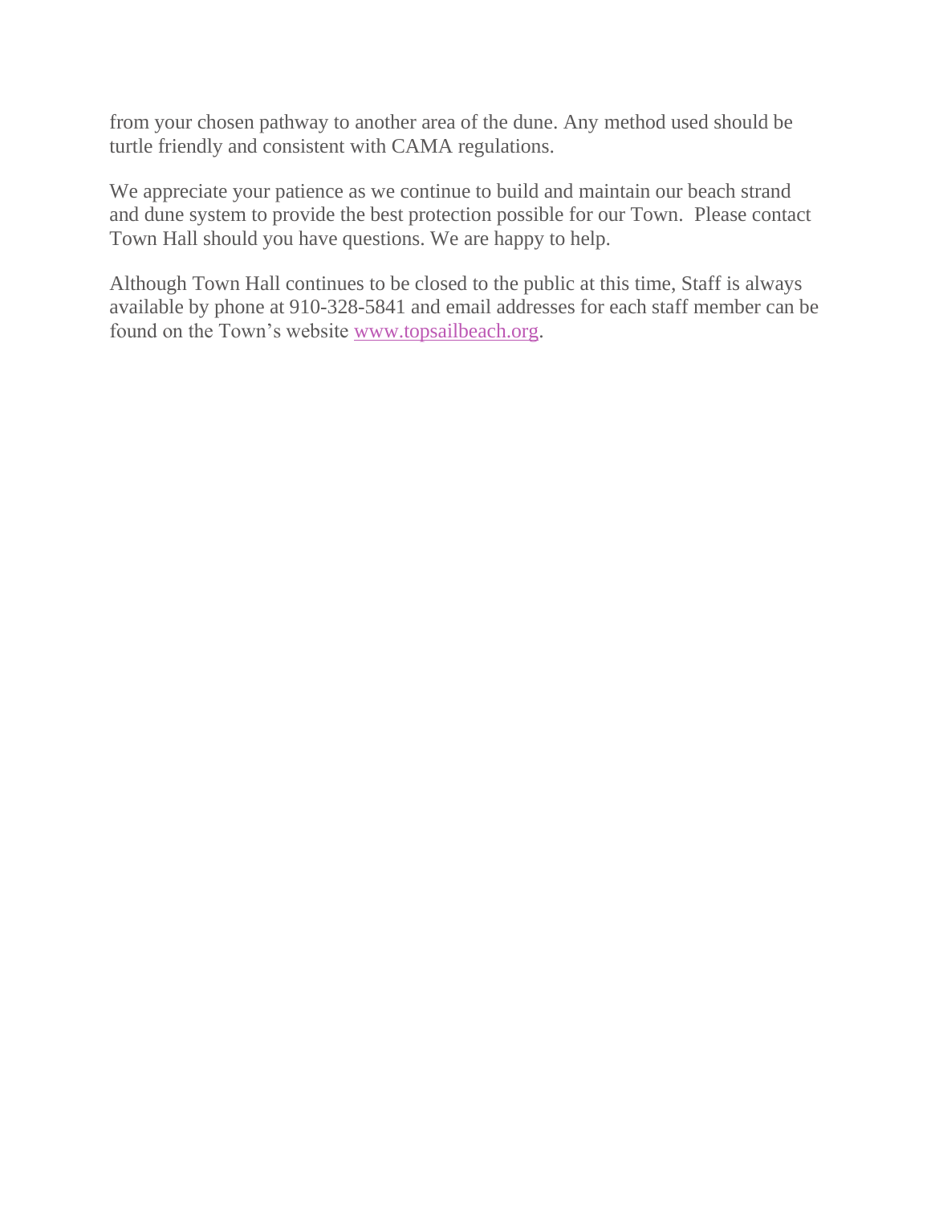from your chosen pathway to another area of the dune. Any method used should be turtle friendly and consistent with CAMA regulations.

We appreciate your patience as we continue to build and maintain our beach strand and dune system to provide the best protection possible for our Town. Please contact Town Hall should you have questions. We are happy to help.

Although Town Hall continues to be closed to the public at this time, Staff is always available by phone at 910-328-5841 and email addresses for each staff member can be found on the Town's website [www.topsailbeach.org](http://www.topsailbeach.org).